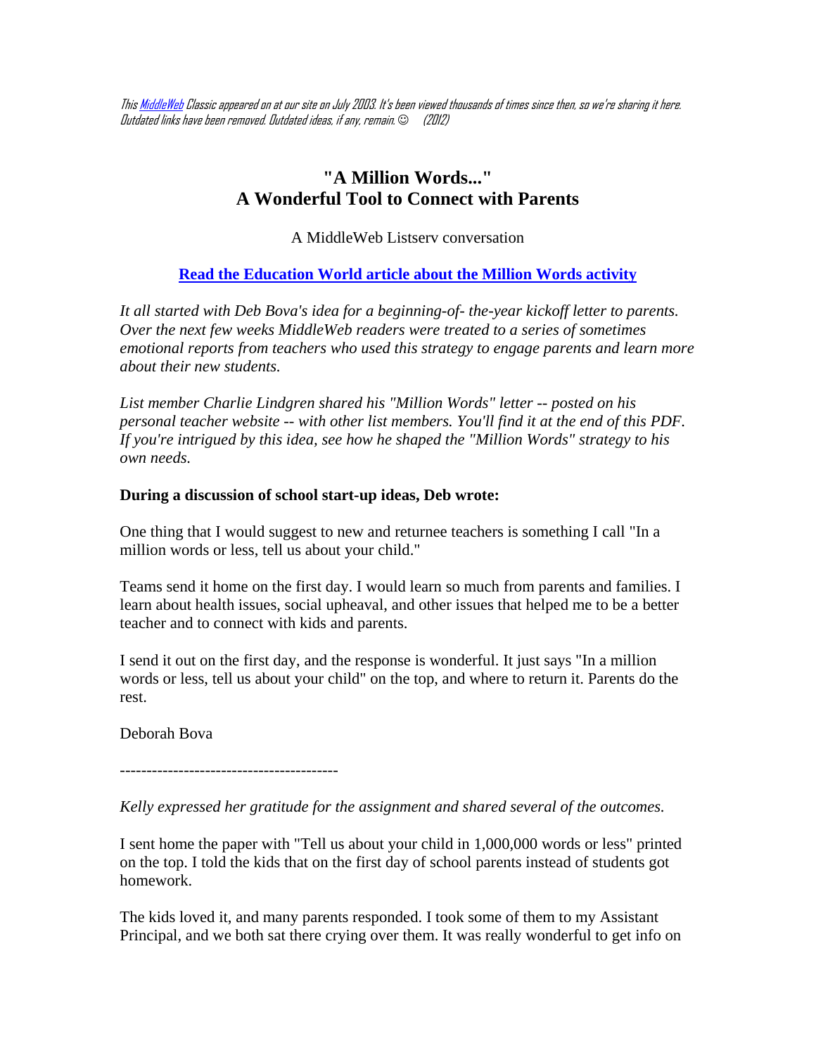*This MiddleWeb Classic appeared on at our site on July 2003. It's been viewed thousands of times since then, so we're sharing it here. Outdated links have been removed. Outdated ideas, if any, remain.☺ (2012)*

# "A Million Words..."
# A Wonderful Tool to Connect with Parents

A MiddleWeb Listserv conversation

**Read the Education World article about the Million Words activity**

*It all started with Deb Bova's idea for a beginning-of- the-year kickoff letter to parents. Over the next few weeks MiddleWeb readers were treated to a series of sometimes emotional reports from teachers who used this strategy to engage parents and learn more about their new students.*

*List member Charlie Lindgren shared his "Million Words" letter -- posted on his personal teacher website -- with other list members. You'll find it at the end of this PDF. If you're intrigued by this idea, see how he shaped the "Million Words" strategy to his own needs.*

**During a discussion of school start-up ideas, Deb wrote:**

One thing that I would suggest to new and returnee teachers is something I call "In a million words or less, tell us about your child."

Teams send it home on the first day. I would learn so much from parents and families. I learn about health issues, social upheaval, and other issues that helped me to be a better teacher and to connect with kids and parents.

I send it out on the first day, and the response is wonderful. It just says "In a million words or less, tell us about your child" on the top, and where to return it. Parents do the rest.

Deborah Bova

----------------------------------------

*Kelly expressed her gratitude for the assignment and shared several of the outcomes.*

I sent home the paper with "Tell us about your child in 1,000,000 words or less" printed on the top. I told the kids that on the first day of school parents instead of students got homework.

The kids loved it, and many parents responded. I took some of them to my Assistant Principal, and we both sat there crying over them. It was really wonderful to get info on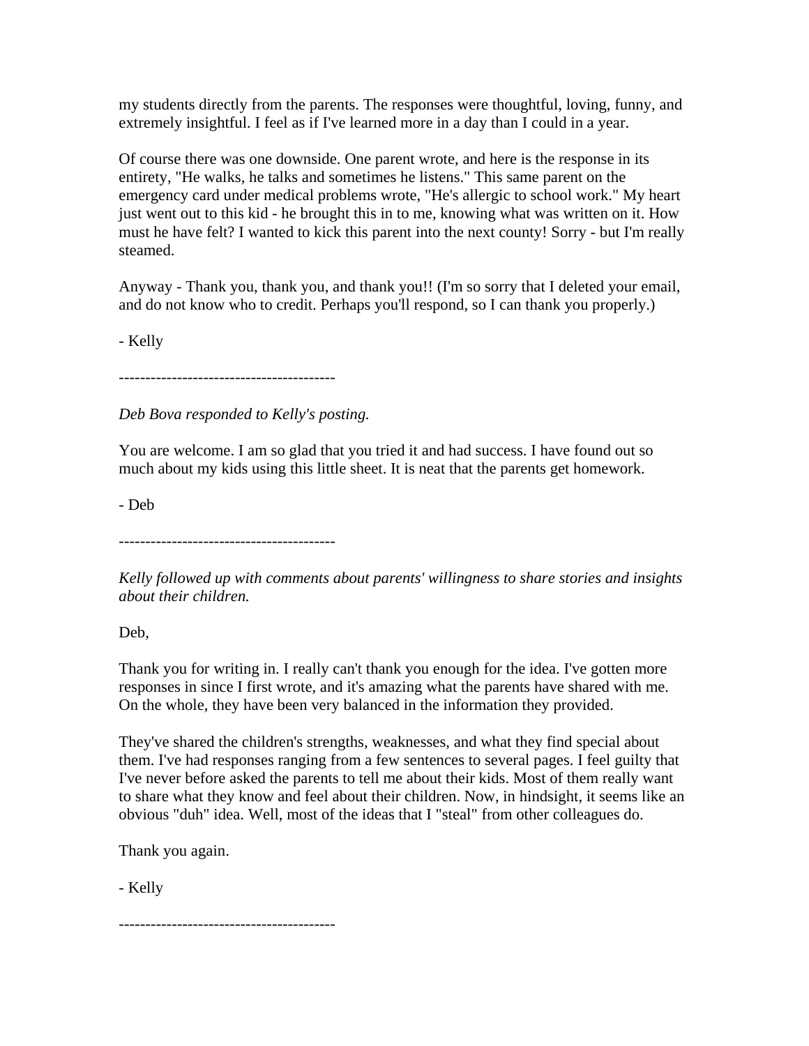my students directly from the parents. The responses were thoughtful, loving, funny, and extremely insightful. I feel as if I've learned more in a day than I could in a year.

Of course there was one downside. One parent wrote, and here is the response in its entirety, "He walks, he talks and sometimes he listens." This same parent on the emergency card under medical problems wrote, "He's allergic to school work." My heart just went out to this kid - he brought this in to me, knowing what was written on it. How must he have felt? I wanted to kick this parent into the next county! Sorry - but I'm really steamed.

Anyway - Thank you, thank you, and thank you!! (I'm so sorry that I deleted your email, and do not know who to credit. Perhaps you'll respond, so I can thank you properly.)

- Kelly

----------------------------------------

*Deb Bova responded to Kelly's posting.*

You are welcome. I am so glad that you tried it and had success. I have found out so much about my kids using this little sheet. It is neat that the parents get homework.

- Deb

----------------------------------------

*Kelly followed up with comments about parents' willingness to share stories and insights about their children.*

Deb,

Thank you for writing in. I really can't thank you enough for the idea. I've gotten more responses in since I first wrote, and it's amazing what the parents have shared with me. On the whole, they have been very balanced in the information they provided.

They've shared the children's strengths, weaknesses, and what they find special about them. I've had responses ranging from a few sentences to several pages. I feel guilty that I've never before asked the parents to tell me about their kids. Most of them really want to share what they know and feel about their children. Now, in hindsight, it seems like an obvious "duh" idea. Well, most of the ideas that I "steal" from other colleagues do.

Thank you again.

- Kelly

----------------------------------------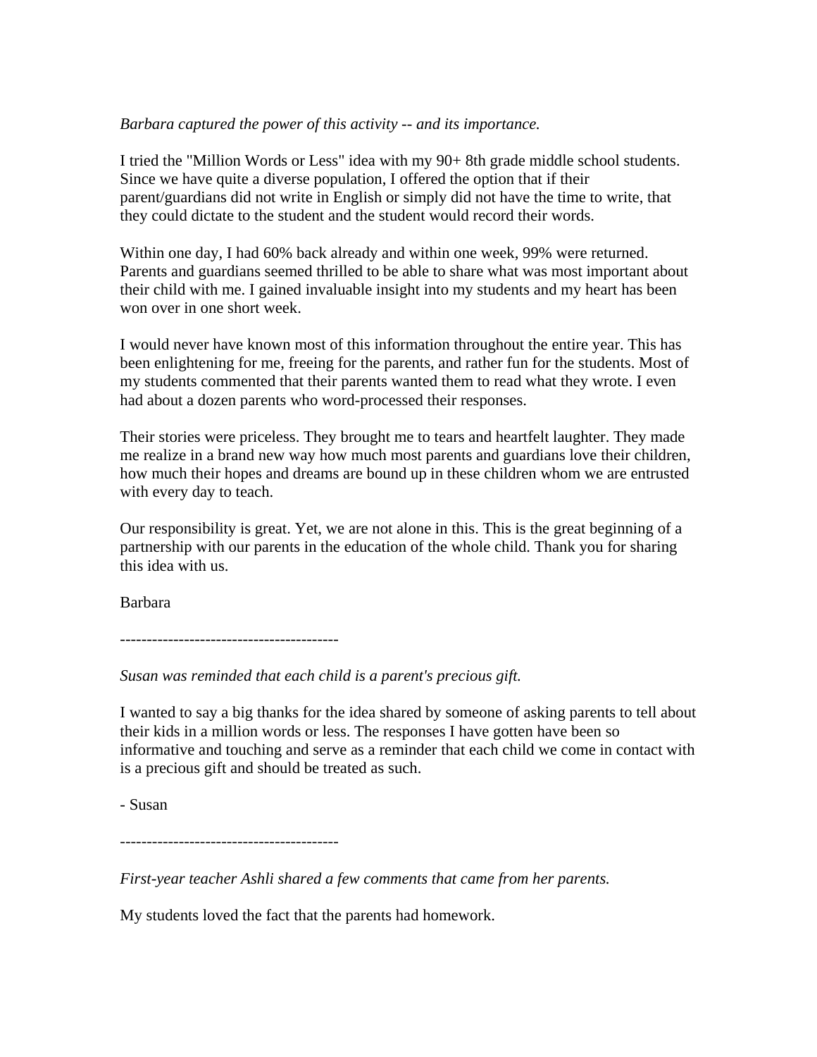*Barbara captured the power of this activity -- and its importance.*

I tried the "Million Words or Less" idea with my 90+ 8th grade middle school students. Since we have quite a diverse population, I offered the option that if their parent/guardians did not write in English or simply did not have the time to write, that they could dictate to the student and the student would record their words.

Within one day, I had 60% back already and within one week, 99% were returned. Parents and guardians seemed thrilled to be able to share what was most important about their child with me. I gained invaluable insight into my students and my heart has been won over in one short week.

I would never have known most of this information throughout the entire year. This has been enlightening for me, freeing for the parents, and rather fun for the students. Most of my students commented that their parents wanted them to read what they wrote. I even had about a dozen parents who word-processed their responses.

Their stories were priceless. They brought me to tears and heartfelt laughter. They made me realize in a brand new way how much most parents and guardians love their children, how much their hopes and dreams are bound up in these children whom we are entrusted with every day to teach.

Our responsibility is great. Yet, we are not alone in this. This is the great beginning of a partnership with our parents in the education of the whole child. Thank you for sharing this idea with us.

Barbara

-----------------------------------------

*Susan was reminded that each child is a parent's precious gift.*

I wanted to say a big thanks for the idea shared by someone of asking parents to tell about their kids in a million words or less. The responses I have gotten have been so informative and touching and serve as a reminder that each child we come in contact with is a precious gift and should be treated as such.

- Susan

-----------------------------------------

*First-year teacher Ashli shared a few comments that came from her parents.*

My students loved the fact that the parents had homework.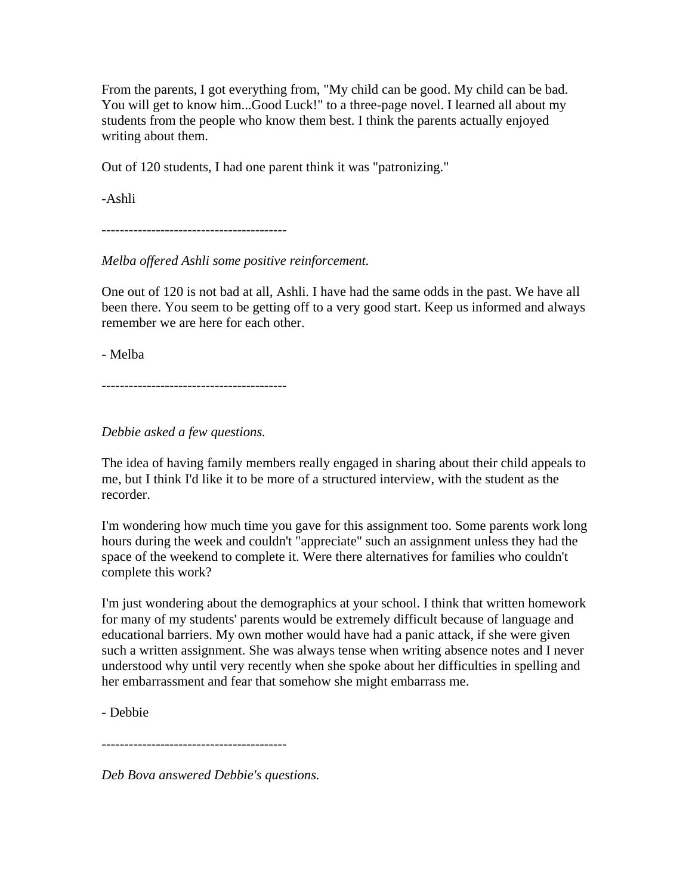From the parents, I got everything from, "My child can be good. My child can be bad. You will get to know him...Good Luck!" to a three-page novel. I learned all about my students from the people who know them best. I think the parents actually enjoyed writing about them.

Out of 120 students, I had one parent think it was "patronizing."

-Ashli

----------------------------------------

*Melba offered Ashli some positive reinforcement.*

One out of 120 is not bad at all, Ashli. I have had the same odds in the past. We have all been there. You seem to be getting off to a very good start. Keep us informed and always remember we are here for each other.

- Melba

----------------------------------------

*Debbie asked a few questions.*

The idea of having family members really engaged in sharing about their child appeals to me, but I think I'd like it to be more of a structured interview, with the student as the recorder.

I'm wondering how much time you gave for this assignment too. Some parents work long hours during the week and couldn't "appreciate" such an assignment unless they had the space of the weekend to complete it. Were there alternatives for families who couldn't complete this work?

I'm just wondering about the demographics at your school. I think that written homework for many of my students' parents would be extremely difficult because of language and educational barriers. My own mother would have had a panic attack, if she were given such a written assignment. She was always tense when writing absence notes and I never understood why until very recently when she spoke about her difficulties in spelling and her embarrassment and fear that somehow she might embarrass me.

- Debbie

----------------------------------------

*Deb Bova answered Debbie's questions.*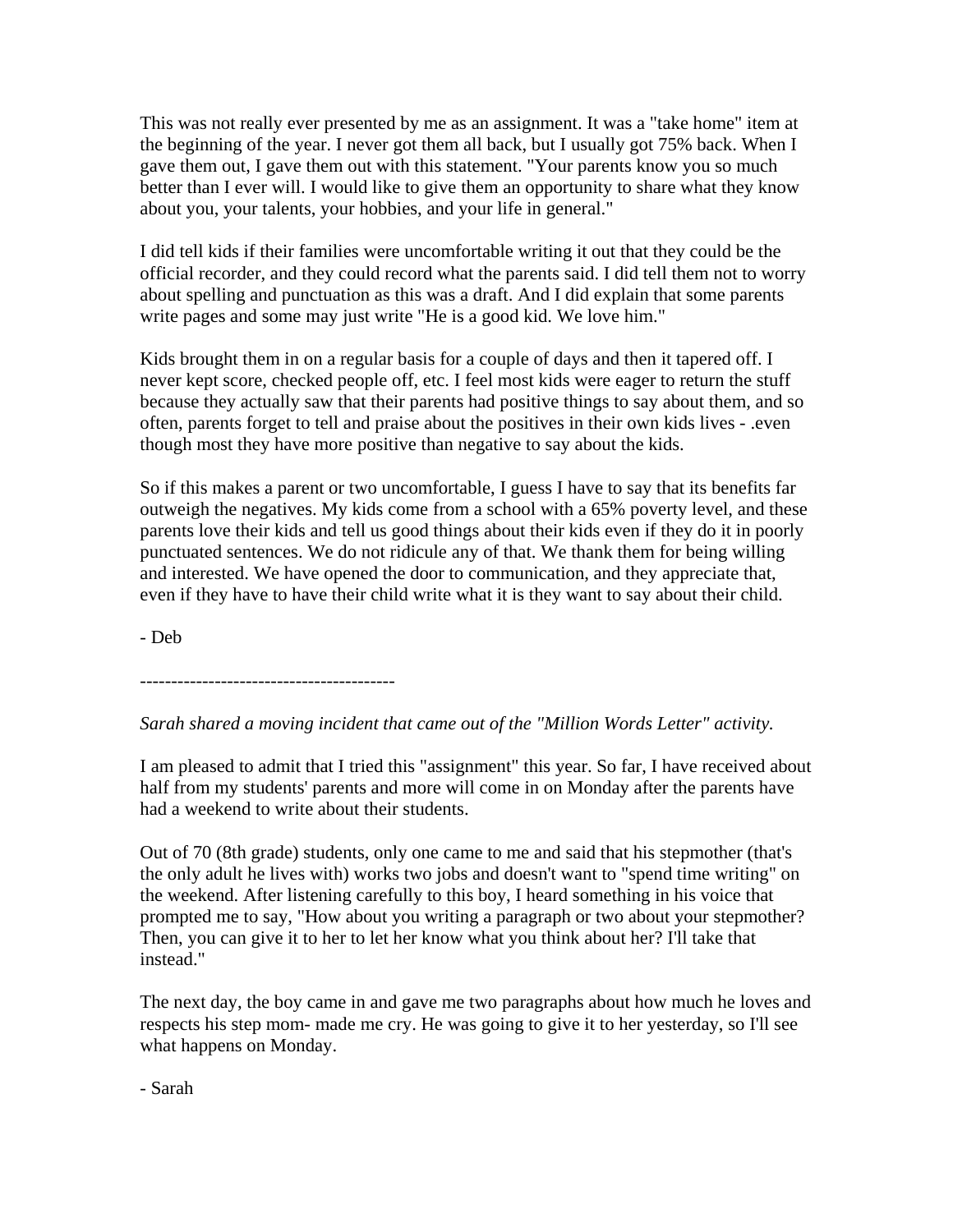This was not really ever presented by me as an assignment. It was a "take home" item at the beginning of the year. I never got them all back, but I usually got 75% back. When I gave them out, I gave them out with this statement. "Your parents know you so much better than I ever will. I would like to give them an opportunity to share what they know about you, your talents, your hobbies, and your life in general."

I did tell kids if their families were uncomfortable writing it out that they could be the official recorder, and they could record what the parents said. I did tell them not to worry about spelling and punctuation as this was a draft. And I did explain that some parents write pages and some may just write "He is a good kid. We love him."

Kids brought them in on a regular basis for a couple of days and then it tapered off. I never kept score, checked people off, etc. I feel most kids were eager to return the stuff because they actually saw that their parents had positive things to say about them, and so often, parents forget to tell and praise about the positives in their own kids lives - .even though most they have more positive than negative to say about the kids.

So if this makes a parent or two uncomfortable, I guess I have to say that its benefits far outweigh the negatives. My kids come from a school with a 65% poverty level, and these parents love their kids and tell us good things about their kids even if they do it in poorly punctuated sentences. We do not ridicule any of that. We thank them for being willing and interested. We have opened the door to communication, and they appreciate that, even if they have to have their child write what it is they want to say about their child.

- Deb

----------------------------------------

*Sarah shared a moving incident that came out of the "Million Words Letter" activity.*

I am pleased to admit that I tried this "assignment" this year. So far, I have received about half from my students' parents and more will come in on Monday after the parents have had a weekend to write about their students.

Out of 70 (8th grade) students, only one came to me and said that his stepmother (that's the only adult he lives with) works two jobs and doesn't want to "spend time writing" on the weekend. After listening carefully to this boy, I heard something in his voice that prompted me to say, "How about you writing a paragraph or two about your stepmother? Then, you can give it to her to let her know what you think about her? I'll take that instead."

The next day, the boy came in and gave me two paragraphs about how much he loves and respects his step mom- made me cry. He was going to give it to her yesterday, so I'll see what happens on Monday.

- Sarah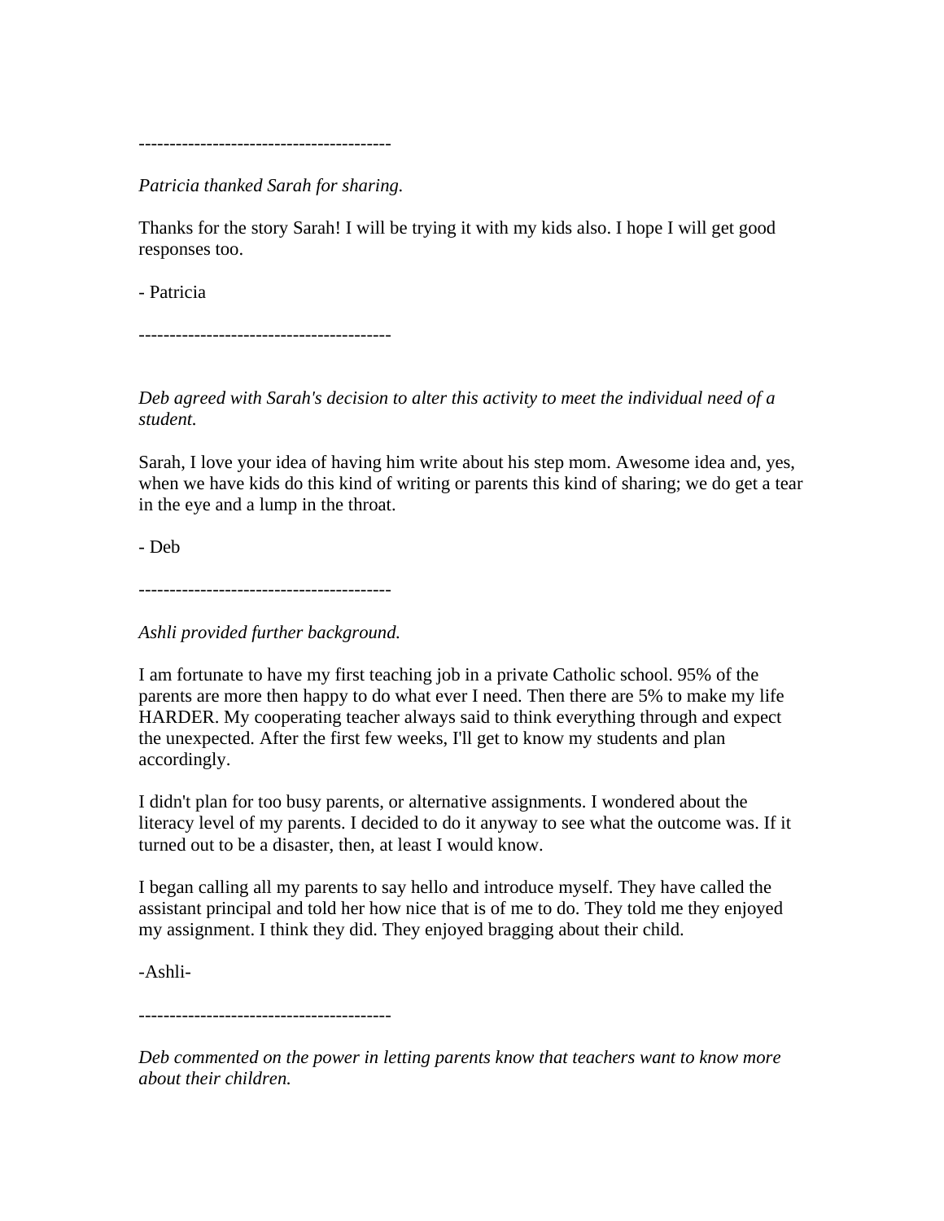----------------------------------------

*Patricia thanked Sarah for sharing.*

Thanks for the story Sarah! I will be trying it with my kids also. I hope I will get good responses too.

- Patricia

----------------------------------------

*Deb agreed with Sarah's decision to alter this activity to meet the individual need of a student.*

Sarah, I love your idea of having him write about his step mom. Awesome idea and, yes, when we have kids do this kind of writing or parents this kind of sharing; we do get a tear in the eye and a lump in the throat.

- Deb

----------------------------------------

*Ashli provided further background.*

I am fortunate to have my first teaching job in a private Catholic school. 95% of the parents are more then happy to do what ever I need. Then there are 5% to make my life HARDER. My cooperating teacher always said to think everything through and expect the unexpected. After the first few weeks, I'll get to know my students and plan accordingly.

I didn't plan for too busy parents, or alternative assignments. I wondered about the literacy level of my parents. I decided to do it anyway to see what the outcome was. If it turned out to be a disaster, then, at least I would know.

I began calling all my parents to say hello and introduce myself. They have called the assistant principal and told her how nice that is of me to do. They told me they enjoyed my assignment. I think they did. They enjoyed bragging about their child.

-Ashli-

----------------------------------------

*Deb commented on the power in letting parents know that teachers want to know more about their children.*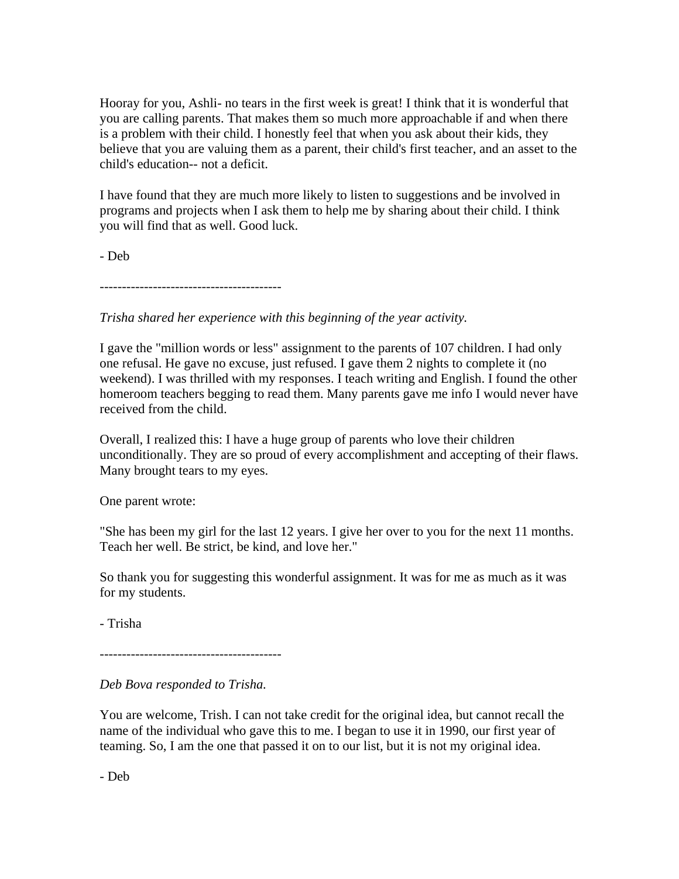Hooray for you, Ashli- no tears in the first week is great! I think that it is wonderful that you are calling parents. That makes them so much more approachable if and when there is a problem with their child. I honestly feel that when you ask about their kids, they believe that you are valuing them as a parent, their child's first teacher, and an asset to the child's education-- not a deficit.

I have found that they are much more likely to listen to suggestions and be involved in programs and projects when I ask them to help me by sharing about their child. I think you will find that as well. Good luck.

- Deb

----------------------------------------

*Trisha shared her experience with this beginning of the year activity.*

I gave the "million words or less" assignment to the parents of 107 children. I had only one refusal. He gave no excuse, just refused. I gave them 2 nights to complete it (no weekend). I was thrilled with my responses. I teach writing and English. I found the other homeroom teachers begging to read them. Many parents gave me info I would never have received from the child.

Overall, I realized this: I have a huge group of parents who love their children unconditionally. They are so proud of every accomplishment and accepting of their flaws. Many brought tears to my eyes.

One parent wrote:

"She has been my girl for the last 12 years. I give her over to you for the next 11 months. Teach her well. Be strict, be kind, and love her."

So thank you for suggesting this wonderful assignment. It was for me as much as it was for my students.

- Trisha

----------------------------------------

*Deb Bova responded to Trisha.*

You are welcome, Trish. I can not take credit for the original idea, but cannot recall the name of the individual who gave this to me. I began to use it in 1990, our first year of teaming. So, I am the one that passed it on to our list, but it is not my original idea.

- Deb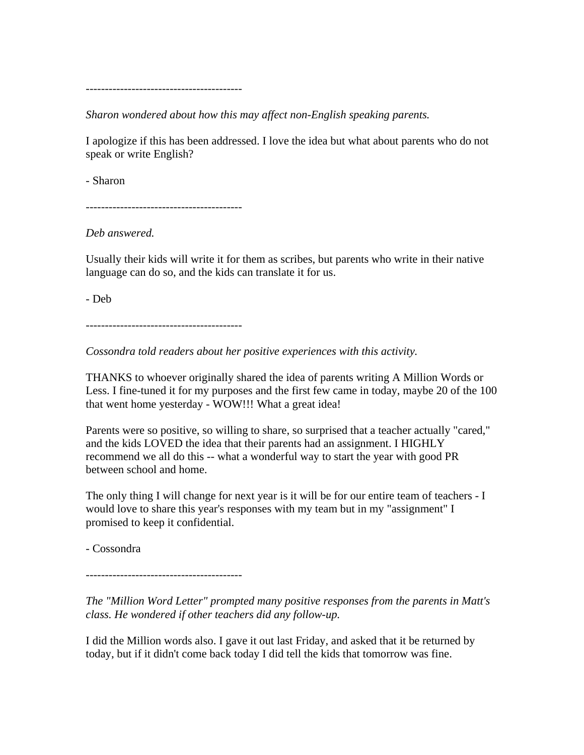-----------------------------------------

*Sharon wondered about how this may affect non-English speaking parents.*

I apologize if this has been addressed. I love the idea but what about parents who do not speak or write English?

- Sharon

-----------------------------------------

*Deb answered.*

Usually their kids will write it for them as scribes, but parents who write in their native language can do so, and the kids can translate it for us.

- Deb

-----------------------------------------

*Cossondra told readers about her positive experiences with this activity.*

THANKS to whoever originally shared the idea of parents writing A Million Words or Less. I fine-tuned it for my purposes and the first few came in today, maybe 20 of the 100 that went home yesterday - WOW!!! What a great idea!

Parents were so positive, so willing to share, so surprised that a teacher actually "cared," and the kids LOVED the idea that their parents had an assignment. I HIGHLY recommend we all do this -- what a wonderful way to start the year with good PR between school and home.

The only thing I will change for next year is it will be for our entire team of teachers - I would love to share this year's responses with my team but in my "assignment" I promised to keep it confidential.

- Cossondra

-----------------------------------------

*The "Million Word Letter" prompted many positive responses from the parents in Matt's class. He wondered if other teachers did any follow-up.*

I did the Million words also. I gave it out last Friday, and asked that it be returned by today, but if it didn't come back today I did tell the kids that tomorrow was fine.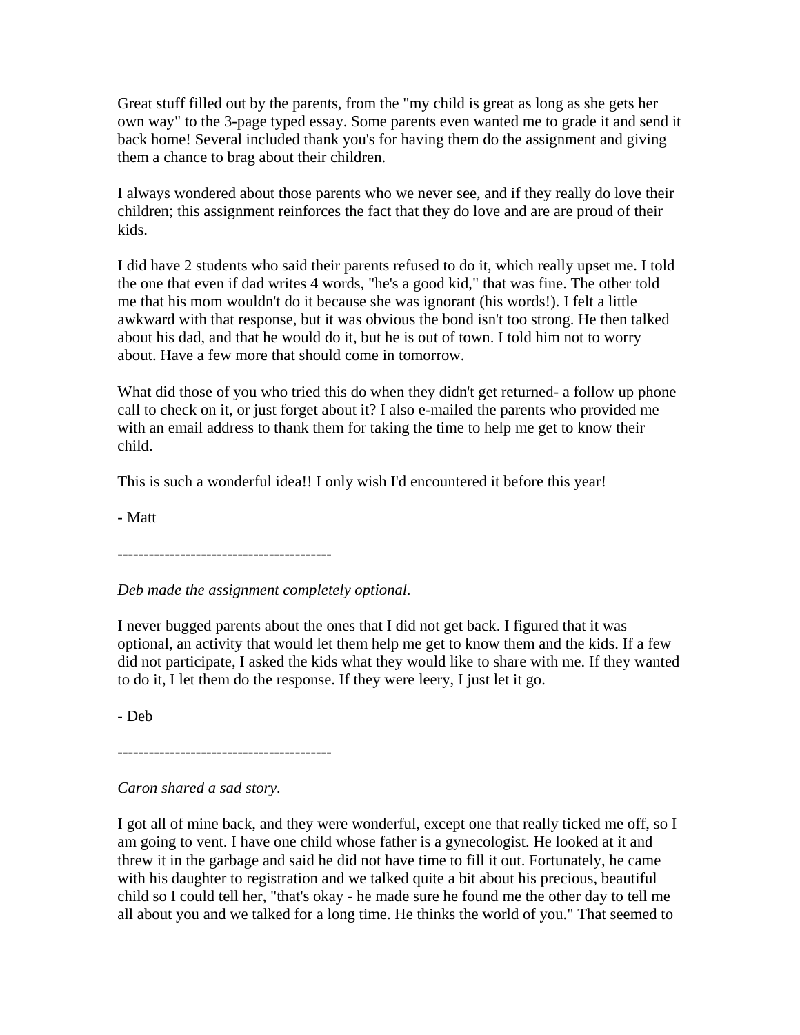Great stuff filled out by the parents, from the "my child is great as long as she gets her own way" to the 3-page typed essay. Some parents even wanted me to grade it and send it back home! Several included thank you's for having them do the assignment and giving them a chance to brag about their children.

I always wondered about those parents who we never see, and if they really do love their children; this assignment reinforces the fact that they do love and are are proud of their kids.

I did have 2 students who said their parents refused to do it, which really upset me. I told the one that even if dad writes 4 words, "he's a good kid," that was fine. The other told me that his mom wouldn't do it because she was ignorant (his words!). I felt a little awkward with that response, but it was obvious the bond isn't too strong. He then talked about his dad, and that he would do it, but he is out of town. I told him not to worry about. Have a few more that should come in tomorrow.

What did those of you who tried this do when they didn't get returned- a follow up phone call to check on it, or just forget about it? I also e-mailed the parents who provided me with an email address to thank them for taking the time to help me get to know their child.

This is such a wonderful idea!! I only wish I'd encountered it before this year!

- Matt

----------------------------------------

*Deb made the assignment completely optional.*

I never bugged parents about the ones that I did not get back. I figured that it was optional, an activity that would let them help me get to know them and the kids. If a few did not participate, I asked the kids what they would like to share with me. If they wanted to do it, I let them do the response. If they were leery, I just let it go.

- Deb

----------------------------------------

*Caron shared a sad story.*

I got all of mine back, and they were wonderful, except one that really ticked me off, so I am going to vent. I have one child whose father is a gynecologist. He looked at it and threw it in the garbage and said he did not have time to fill it out. Fortunately, he came with his daughter to registration and we talked quite a bit about his precious, beautiful child so I could tell her, "that's okay - he made sure he found me the other day to tell me all about you and we talked for a long time. He thinks the world of you." That seemed to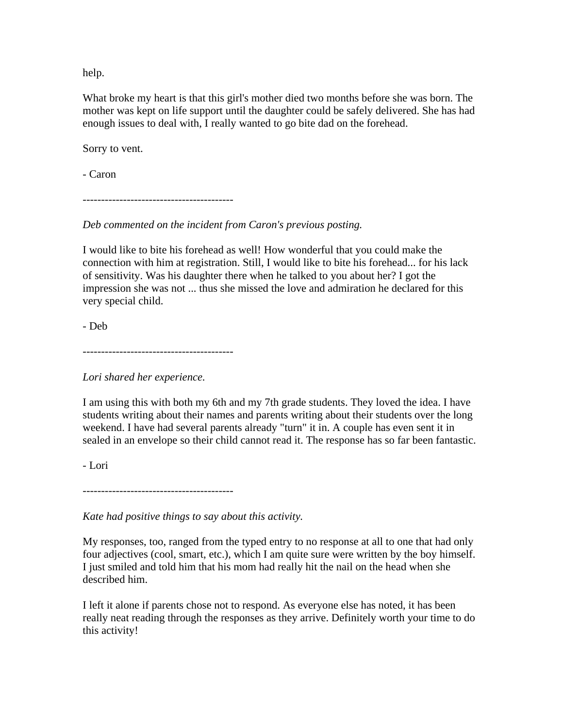help.

What broke my heart is that this girl's mother died two months before she was born. The mother was kept on life support until the daughter could be safely delivered. She has had enough issues to deal with, I really wanted to go bite dad on the forehead.

Sorry to vent.

- Caron

-----------------------------------------

*Deb commented on the incident from Caron's previous posting.*

I would like to bite his forehead as well! How wonderful that you could make the connection with him at registration. Still, I would like to bite his forehead... for his lack of sensitivity. Was his daughter there when he talked to you about her? I got the impression she was not ... thus she missed the love and admiration he declared for this very special child.

- Deb

-----------------------------------------

*Lori shared her experience.*

I am using this with both my 6th and my 7th grade students. They loved the idea. I have students writing about their names and parents writing about their students over the long weekend. I have had several parents already "turn" it in. A couple has even sent it in sealed in an envelope so their child cannot read it. The response has so far been fantastic.

- Lori

-----------------------------------------

*Kate had positive things to say about this activity.*

My responses, too, ranged from the typed entry to no response at all to one that had only four adjectives (cool, smart, etc.), which I am quite sure were written by the boy himself. I just smiled and told him that his mom had really hit the nail on the head when she described him.

I left it alone if parents chose not to respond. As everyone else has noted, it has been really neat reading through the responses as they arrive. Definitely worth your time to do this activity!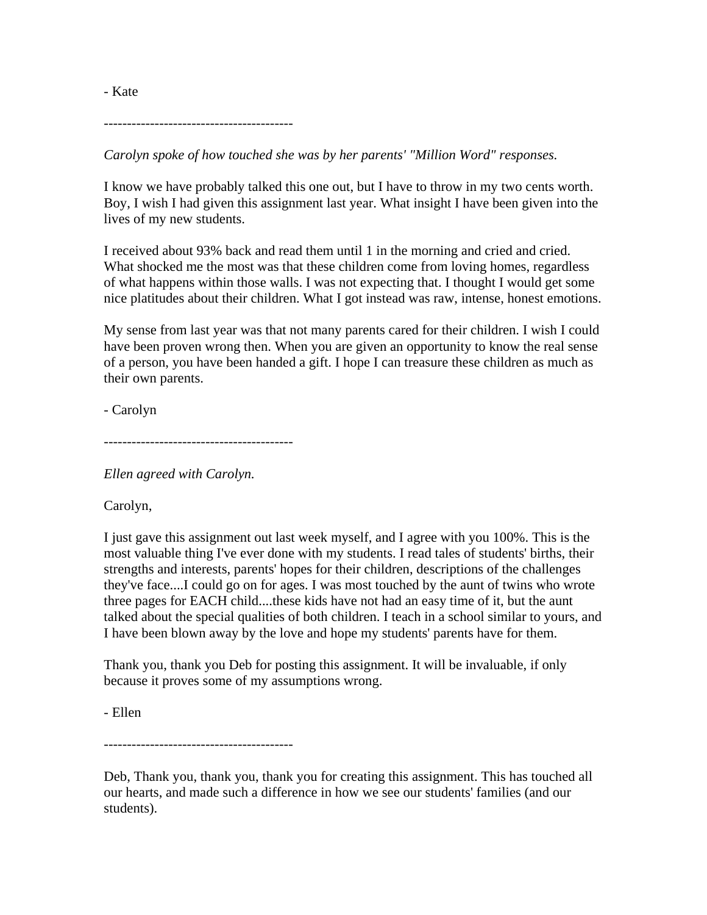- Kate

-----------------------------------------

*Carolyn spoke of how touched she was by her parents' "Million Word" responses.*

I know we have probably talked this one out, but I have to throw in my two cents worth. Boy, I wish I had given this assignment last year. What insight I have been given into the lives of my new students.

I received about 93% back and read them until 1 in the morning and cried and cried. What shocked me the most was that these children come from loving homes, regardless of what happens within those walls. I was not expecting that. I thought I would get some nice platitudes about their children. What I got instead was raw, intense, honest emotions.

My sense from last year was that not many parents cared for their children. I wish I could have been proven wrong then. When you are given an opportunity to know the real sense of a person, you have been handed a gift. I hope I can treasure these children as much as their own parents.

- Carolyn

-----------------------------------------

*Ellen agreed with Carolyn.*

Carolyn,

I just gave this assignment out last week myself, and I agree with you 100%. This is the most valuable thing I've ever done with my students. I read tales of students' births, their strengths and interests, parents' hopes for their children, descriptions of the challenges they've face....I could go on for ages. I was most touched by the aunt of twins who wrote three pages for EACH child....these kids have not had an easy time of it, but the aunt talked about the special qualities of both children. I teach in a school similar to yours, and I have been blown away by the love and hope my students' parents have for them.

Thank you, thank you Deb for posting this assignment. It will be invaluable, if only because it proves some of my assumptions wrong.

- Ellen

-----------------------------------------

Deb, Thank you, thank you, thank you for creating this assignment. This has touched all our hearts, and made such a difference in how we see our students' families (and our students).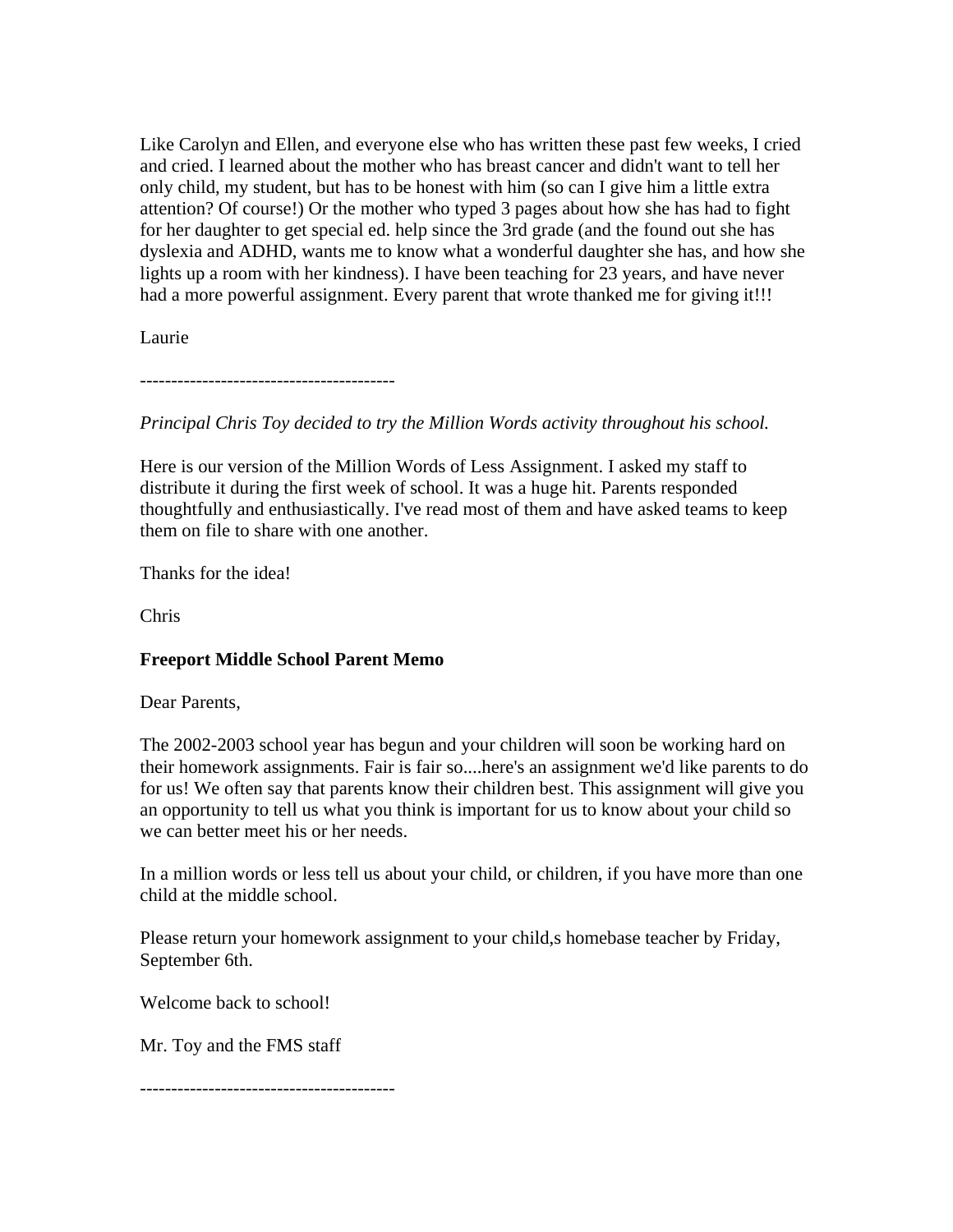Like Carolyn and Ellen, and everyone else who has written these past few weeks, I cried and cried. I learned about the mother who has breast cancer and didn't want to tell her only child, my student, but has to be honest with him (so can I give him a little extra attention? Of course!) Or the mother who typed 3 pages about how she has had to fight for her daughter to get special ed. help since the 3rd grade (and the found out she has dyslexia and ADHD, wants me to know what a wonderful daughter she has, and how she lights up a room with her kindness). I have been teaching for 23 years, and have never had a more powerful assignment. Every parent that wrote thanked me for giving it!!!

Laurie

----------------------------------------

*Principal Chris Toy decided to try the Million Words activity throughout his school.*

Here is our version of the Million Words of Less Assignment. I asked my staff to distribute it during the first week of school. It was a huge hit. Parents responded thoughtfully and enthusiastically. I've read most of them and have asked teams to keep them on file to share with one another.

Thanks for the idea!

Chris

**Freeport Middle School Parent Memo**

Dear Parents,

The 2002-2003 school year has begun and your children will soon be working hard on their homework assignments. Fair is fair so....here's an assignment we'd like parents to do for us! We often say that parents know their children best. This assignment will give you an opportunity to tell us what you think is important for us to know about your child so we can better meet his or her needs.

In a million words or less tell us about your child, or children, if you have more than one child at the middle school.

Please return your homework assignment to your child,s homebase teacher by Friday, September 6th.

Welcome back to school!

Mr. Toy and the FMS staff

----------------------------------------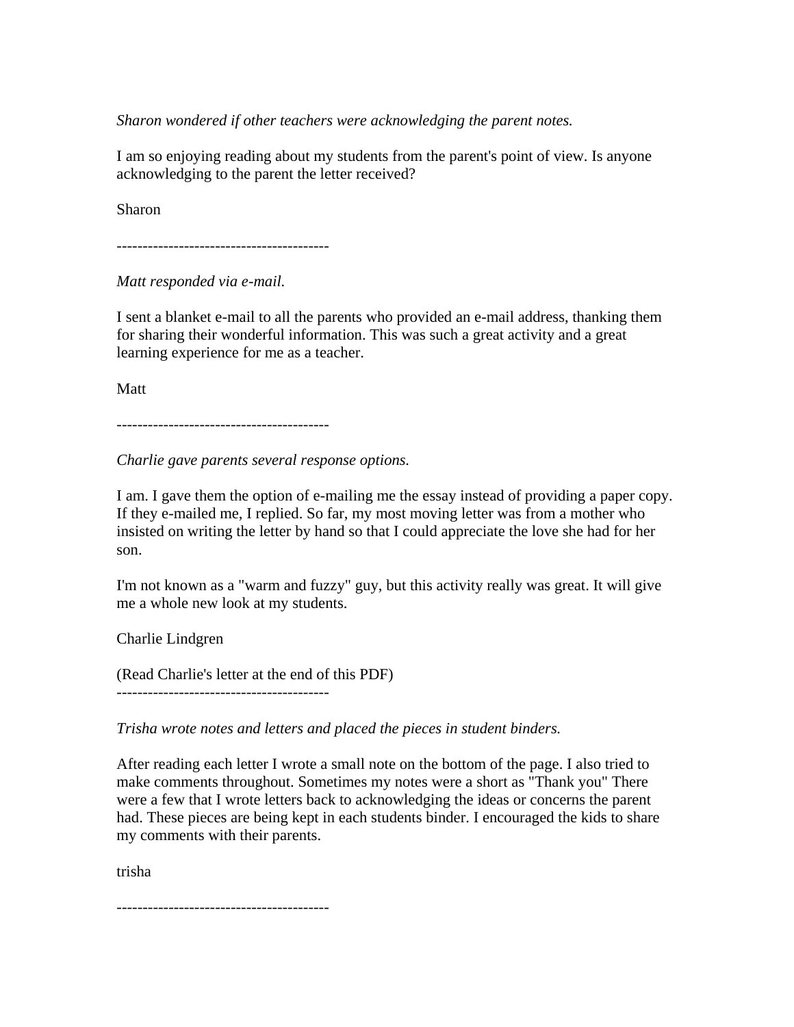*Sharon wondered if other teachers were acknowledging the parent notes.*

I am so enjoying reading about my students from the parent's point of view. Is anyone acknowledging to the parent the letter received?

Sharon

-----------------------------------------

*Matt responded via e-mail.*

I sent a blanket e-mail to all the parents who provided an e-mail address, thanking them for sharing their wonderful information. This was such a great activity and a great learning experience for me as a teacher.

Matt

-----------------------------------------

*Charlie gave parents several response options.*

I am. I gave them the option of e-mailing me the essay instead of providing a paper copy. If they e-mailed me, I replied. So far, my most moving letter was from a mother who insisted on writing the letter by hand so that I could appreciate the love she had for her son.

I'm not known as a "warm and fuzzy" guy, but this activity really was great. It will give me a whole new look at my students.

Charlie Lindgren

(Read Charlie's letter at the end of this PDF)

-----------------------------------------

*Trisha wrote notes and letters and placed the pieces in student binders.*

After reading each letter I wrote a small note on the bottom of the page. I also tried to make comments throughout. Sometimes my notes were a short as "Thank you" There were a few that I wrote letters back to acknowledging the ideas or concerns the parent had. These pieces are being kept in each students binder. I encouraged the kids to share my comments with their parents.

trisha

-----------------------------------------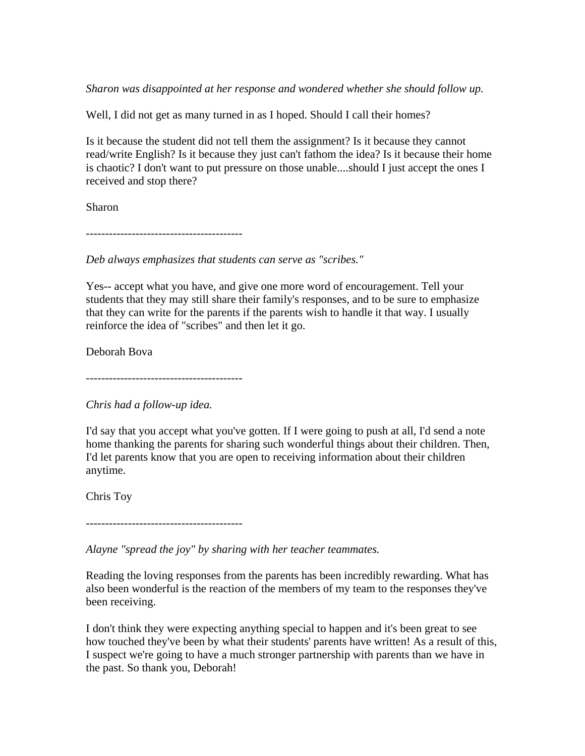*Sharon was disappointed at her response and wondered whether she should follow up.*

Well, I did not get as many turned in as I hoped. Should I call their homes?

Is it because the student did not tell them the assignment? Is it because they cannot read/write English? Is it because they just can't fathom the idea? Is it because their home is chaotic? I don't want to put pressure on those unable....should I just accept the ones I received and stop there?

Sharon

-----------------------------------------

*Deb always emphasizes that students can serve as "scribes."*

Yes-- accept what you have, and give one more word of encouragement. Tell your students that they may still share their family's responses, and to be sure to emphasize that they can write for the parents if the parents wish to handle it that way. I usually reinforce the idea of "scribes" and then let it go.

Deborah Bova

-----------------------------------------

*Chris had a follow-up idea.*

I'd say that you accept what you've gotten. If I were going to push at all, I'd send a note home thanking the parents for sharing such wonderful things about their children. Then, I'd let parents know that you are open to receiving information about their children anytime.

Chris Toy

-----------------------------------------

*Alayne "spread the joy" by sharing with her teacher teammates.*

Reading the loving responses from the parents has been incredibly rewarding. What has also been wonderful is the reaction of the members of my team to the responses they've been receiving.

I don't think they were expecting anything special to happen and it's been great to see how touched they've been by what their students' parents have written! As a result of this, I suspect we're going to have a much stronger partnership with parents than we have in the past. So thank you, Deborah!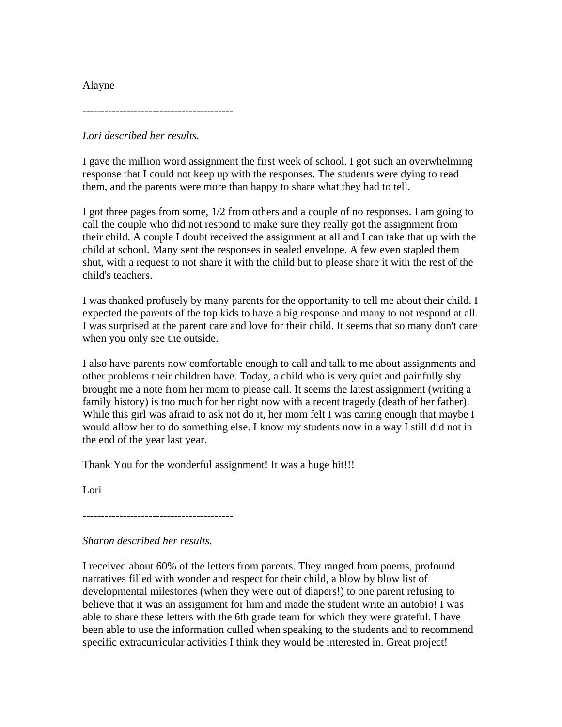Alayne

-----------------------------------------

*Lori described her results.*

I gave the million word assignment the first week of school. I got such an overwhelming response that I could not keep up with the responses. The students were dying to read them, and the parents were more than happy to share what they had to tell.

I got three pages from some, 1/2 from others and a couple of no responses. I am going to call the couple who did not respond to make sure they really got the assignment from their child. A couple I doubt received the assignment at all and I can take that up with the child at school. Many sent the responses in sealed envelope. A few even stapled them shut, with a request to not share it with the child but to please share it with the rest of the child's teachers.

I was thanked profusely by many parents for the opportunity to tell me about their child. I expected the parents of the top kids to have a big response and many to not respond at all. I was surprised at the parent care and love for their child. It seems that so many don't care when you only see the outside.

I also have parents now comfortable enough to call and talk to me about assignments and other problems their children have. Today, a child who is very quiet and painfully shy brought me a note from her mom to please call. It seems the latest assignment (writing a family history) is too much for her right now with a recent tragedy (death of her father). While this girl was afraid to ask not do it, her mom felt I was caring enough that maybe I would allow her to do something else. I know my students now in a way I still did not in the end of the year last year.

Thank You for the wonderful assignment! It was a huge hit!!!

Lori

-----------------------------------------

*Sharon described her results.*

I received about 60% of the letters from parents. They ranged from poems, profound narratives filled with wonder and respect for their child, a blow by blow list of developmental milestones (when they were out of diapers!) to one parent refusing to believe that it was an assignment for him and made the student write an autobio! I was able to share these letters with the 6th grade team for which they were grateful. I have been able to use the information culled when speaking to the students and to recommend specific extracurricular activities I think they would be interested in. Great project!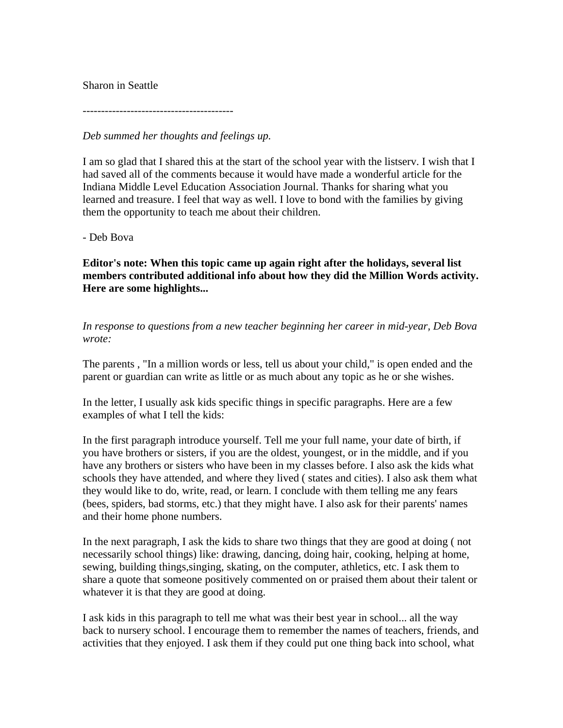Sharon in Seattle

----------------------------------------

*Deb summed her thoughts and feelings up.*

I am so glad that I shared this at the start of the school year with the listserv. I wish that I had saved all of the comments because it would have made a wonderful article for the Indiana Middle Level Education Association Journal. Thanks for sharing what you learned and treasure. I feel that way as well. I love to bond with the families by giving them the opportunity to teach me about their children.

- Deb Bova

**Editor's note: When this topic came up again right after the holidays, several list members contributed additional info about how they did the Million Words activity. Here are some highlights...**

*In response to questions from a new teacher beginning her career in mid-year, Deb Bova wrote:*

The parents , "In a million words or less, tell us about your child," is open ended and the parent or guardian can write as little or as much about any topic as he or she wishes.

In the letter, I usually ask kids specific things in specific paragraphs. Here are a few examples of what I tell the kids:

In the first paragraph introduce yourself. Tell me your full name, your date of birth, if you have brothers or sisters, if you are the oldest, youngest, or in the middle, and if you have any brothers or sisters who have been in my classes before. I also ask the kids what schools they have attended, and where they lived ( states and cities). I also ask them what they would like to do, write, read, or learn. I conclude with them telling me any fears (bees, spiders, bad storms, etc.) that they might have. I also ask for their parents' names and their home phone numbers.

In the next paragraph, I ask the kids to share two things that they are good at doing ( not necessarily school things) like: drawing, dancing, doing hair, cooking, helping at home, sewing, building things,singing, skating, on the computer, athletics, etc. I ask them to share a quote that someone positively commented on or praised them about their talent or whatever it is that they are good at doing.

I ask kids in this paragraph to tell me what was their best year in school... all the way back to nursery school. I encourage them to remember the names of teachers, friends, and activities that they enjoyed. I ask them if they could put one thing back into school, what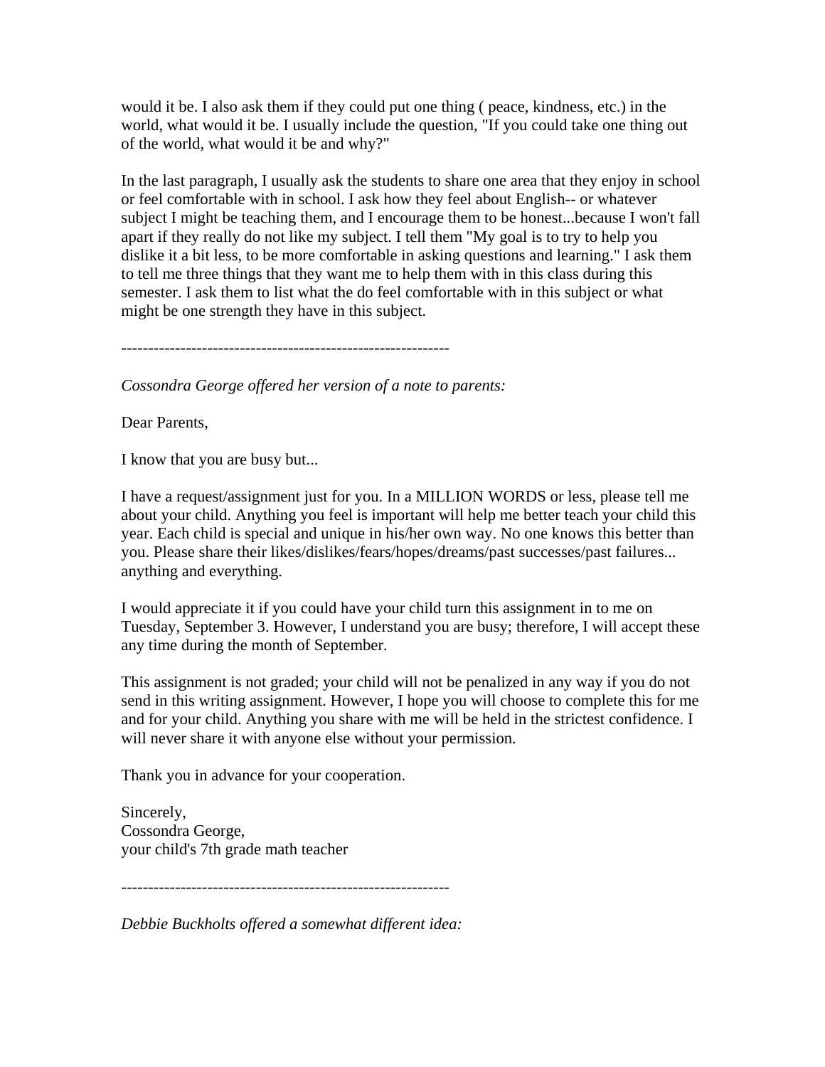would it be. I also ask them if they could put one thing ( peace, kindness, etc.) in the world, what would it be. I usually include the question, "If you could take one thing out of the world, what would it be and why?"

In the last paragraph, I usually ask the students to share one area that they enjoy in school or feel comfortable with in school. I ask how they feel about English-- or whatever subject I might be teaching them, and I encourage them to be honest...because I won't fall apart if they really do not like my subject. I tell them "My goal is to try to help you dislike it a bit less, to be more comfortable in asking questions and learning." I ask them to tell me three things that they want me to help them with in this class during this semester. I ask them to list what the do feel comfortable with in this subject or what might be one strength they have in this subject.

------------------------------------------------------------

*Cossondra George offered her version of a note to parents:*

Dear Parents,

I know that you are busy but...

I have a request/assignment just for you. In a MILLION WORDS or less, please tell me about your child. Anything you feel is important will help me better teach your child this year. Each child is special and unique in his/her own way. No one knows this better than you. Please share their likes/dislikes/fears/hopes/dreams/past successes/past failures... anything and everything.

I would appreciate it if you could have your child turn this assignment in to me on Tuesday, September 3. However, I understand you are busy; therefore, I will accept these any time during the month of September.

This assignment is not graded; your child will not be penalized in any way if you do not send in this writing assignment. However, I hope you will choose to complete this for me and for your child. Anything you share with me will be held in the strictest confidence. I will never share it with anyone else without your permission.

Thank you in advance for your cooperation.

Sincerely,
Cossondra George,
your child's 7th grade math teacher

------------------------------------------------------------

*Debbie Buckholts offered a somewhat different idea:*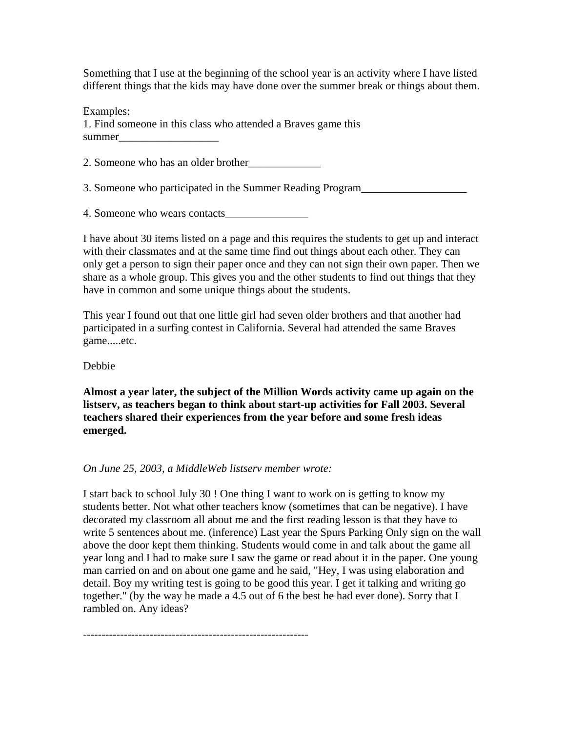Something that I use at the beginning of the school year is an activity where I have listed different things that the kids may have done over the summer break or things about them.

Examples:
1. Find someone in this class who attended a Braves game this summer__________________

2. Someone who has an older brother_____________

3. Someone who participated in the Summer Reading Program___________________

4. Someone who wears contacts_______________

I have about 30 items listed on a page and this requires the students to get up and interact with their classmates and at the same time find out things about each other. They can only get a person to sign their paper once and they can not sign their own paper. Then we share as a whole group. This gives you and the other students to find out things that they have in common and some unique things about the students.

This year I found out that one little girl had seven older brothers and that another had participated in a surfing contest in California. Several had attended the same Braves game.....etc.

Debbie

**Almost a year later, the subject of the Million Words activity came up again on the listserv, as teachers began to think about start-up activities for Fall 2003. Several teachers shared their experiences from the year before and some fresh ideas emerged.**

*On June 25, 2003, a MiddleWeb listserv member wrote:*

I start back to school July 30 ! One thing I want to work on is getting to know my students better. Not what other teachers know (sometimes that can be negative). I have decorated my classroom all about me and the first reading lesson is that they have to write 5 sentences about me. (inference) Last year the Spurs Parking Only sign on the wall above the door kept them thinking. Students would come in and talk about the game all year long and I had to make sure I saw the game or read about it in the paper. One young man carried on and on about one game and he said, "Hey, I was using elaboration and detail. Boy my writing test is going to be good this year. I get it talking and writing go together." (by the way he made a 4.5 out of 6 the best he had ever done). Sorry that I rambled on. Any ideas?

------------------------------------------------------------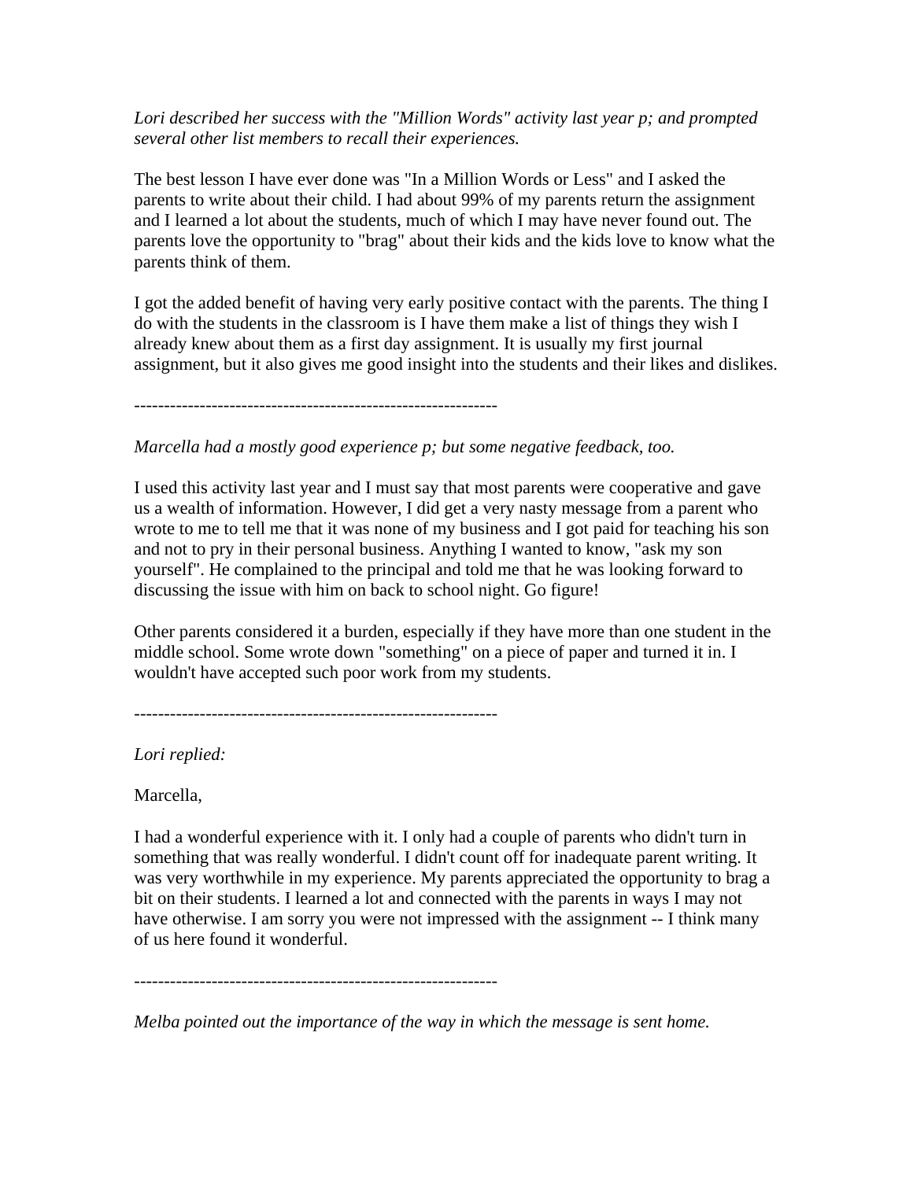*Lori described her success with the "Million Words" activity last year p; and prompted several other list members to recall their experiences.*

The best lesson I have ever done was "In a Million Words or Less" and I asked the parents to write about their child. I had about 99% of my parents return the assignment and I learned a lot about the students, much of which I may have never found out. The parents love the opportunity to "brag" about their kids and the kids love to know what the parents think of them.

I got the added benefit of having very early positive contact with the parents. The thing I do with the students in the classroom is I have them make a list of things they wish I already knew about them as a first day assignment. It is usually my first journal assignment, but it also gives me good insight into the students and their likes and dislikes.

-------------------------------------------------------------

*Marcella had a mostly good experience p; but some negative feedback, too.*

I used this activity last year and I must say that most parents were cooperative and gave us a wealth of information. However, I did get a very nasty message from a parent who wrote to me to tell me that it was none of my business and I got paid for teaching his son and not to pry in their personal business. Anything I wanted to know, "ask my son yourself". He complained to the principal and told me that he was looking forward to discussing the issue with him on back to school night. Go figure!

Other parents considered it a burden, especially if they have more than one student in the middle school. Some wrote down "something" on a piece of paper and turned it in. I wouldn't have accepted such poor work from my students.

-------------------------------------------------------------

*Lori replied:*

Marcella,

I had a wonderful experience with it. I only had a couple of parents who didn't turn in something that was really wonderful. I didn't count off for inadequate parent writing. It was very worthwhile in my experience. My parents appreciated the opportunity to brag a bit on their students. I learned a lot and connected with the parents in ways I may not have otherwise. I am sorry you were not impressed with the assignment -- I think many of us here found it wonderful.

-------------------------------------------------------------

*Melba pointed out the importance of the way in which the message is sent home.*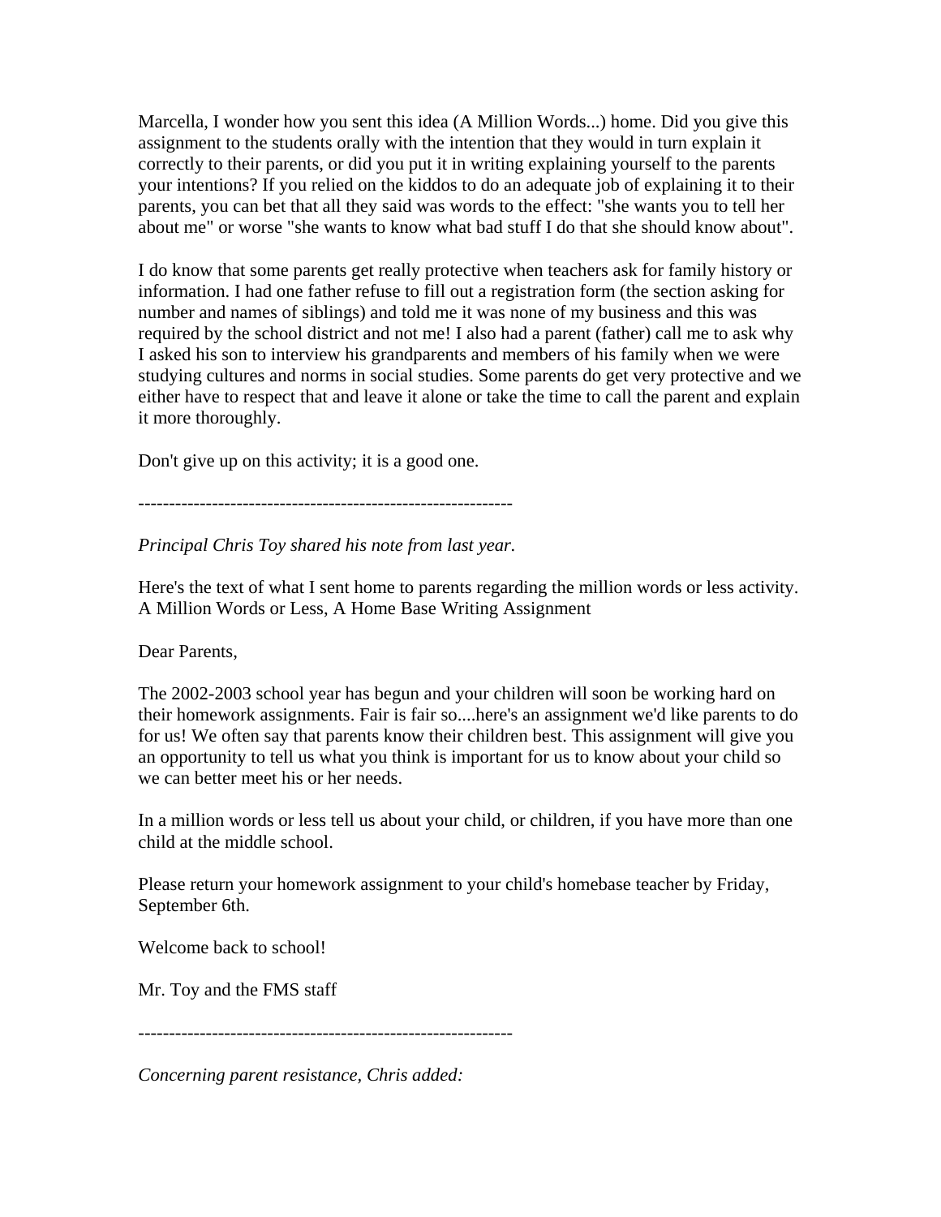Marcella, I wonder how you sent this idea (A Million Words...) home. Did you give this assignment to the students orally with the intention that they would in turn explain it correctly to their parents, or did you put it in writing explaining yourself to the parents your intentions? If you relied on the kiddos to do an adequate job of explaining it to their parents, you can bet that all they said was words to the effect: "she wants you to tell her about me" or worse "she wants to know what bad stuff I do that she should know about".

I do know that some parents get really protective when teachers ask for family history or information. I had one father refuse to fill out a registration form (the section asking for number and names of siblings) and told me it was none of my business and this was required by the school district and not me! I also had a parent (father) call me to ask why I asked his son to interview his grandparents and members of his family when we were studying cultures and norms in social studies. Some parents do get very protective and we either have to respect that and leave it alone or take the time to call the parent and explain it more thoroughly.

Don't give up on this activity; it is a good one.

---

*Principal Chris Toy shared his note from last year.*

Here's the text of what I sent home to parents regarding the million words or less activity.
A Million Words or Less, A Home Base Writing Assignment

Dear Parents,

The 2002-2003 school year has begun and your children will soon be working hard on their homework assignments. Fair is fair so....here's an assignment we'd like parents to do for us! We often say that parents know their children best. This assignment will give you an opportunity to tell us what you think is important for us to know about your child so we can better meet his or her needs.

In a million words or less tell us about your child, or children, if you have more than one child at the middle school.

Please return your homework assignment to your child's homebase teacher by Friday, September 6th.

Welcome back to school!

Mr. Toy and the FMS staff

---

*Concerning parent resistance, Chris added:*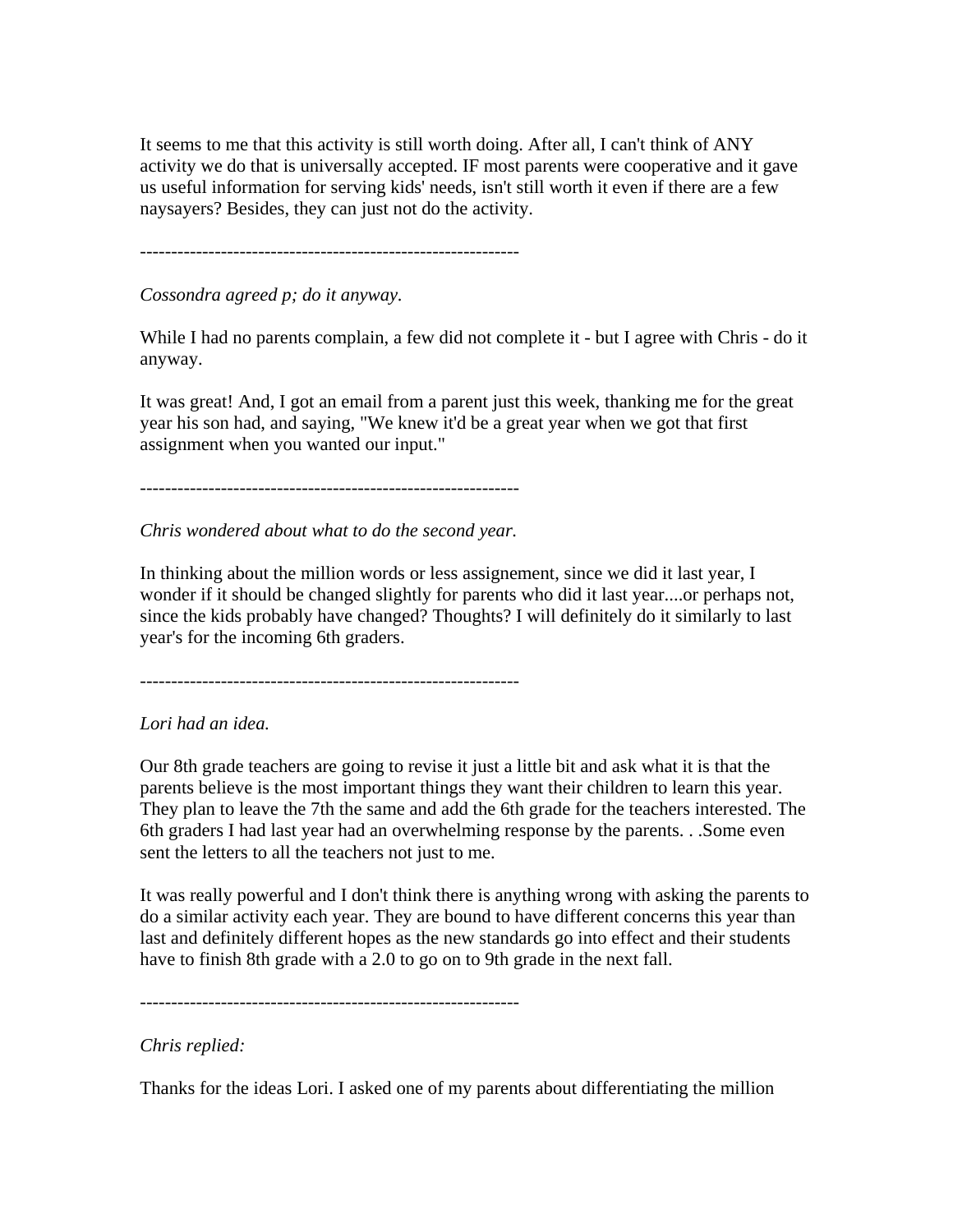It seems to me that this activity is still worth doing. After all, I can't think of ANY activity we do that is universally accepted. IF most parents were cooperative and it gave us useful information for serving kids' needs, isn't still worth it even if there are a few naysayers? Besides, they can just not do the activity.

------------------------------------------------------------

*Cossondra agreed p; do it anyway.*

While I had no parents complain, a few did not complete it - but I agree with Chris - do it anyway.

It was great! And, I got an email from a parent just this week, thanking me for the great year his son had, and saying, "We knew it'd be a great year when we got that first assignment when you wanted our input."

------------------------------------------------------------

*Chris wondered about what to do the second year.*

In thinking about the million words or less assignement, since we did it last year, I wonder if it should be changed slightly for parents who did it last year....or perhaps not, since the kids probably have changed? Thoughts? I will definitely do it similarly to last year's for the incoming 6th graders.

------------------------------------------------------------

*Lori had an idea.*

Our 8th grade teachers are going to revise it just a little bit and ask what it is that the parents believe is the most important things they want their children to learn this year. They plan to leave the 7th the same and add the 6th grade for the teachers interested. The 6th graders I had last year had an overwhelming response by the parents. . .Some even sent the letters to all the teachers not just to me.

It was really powerful and I don't think there is anything wrong with asking the parents to do a similar activity each year. They are bound to have different concerns this year than last and definitely different hopes as the new standards go into effect and their students have to finish 8th grade with a 2.0 to go on to 9th grade in the next fall.

------------------------------------------------------------

*Chris replied:*

Thanks for the ideas Lori. I asked one of my parents about differentiating the million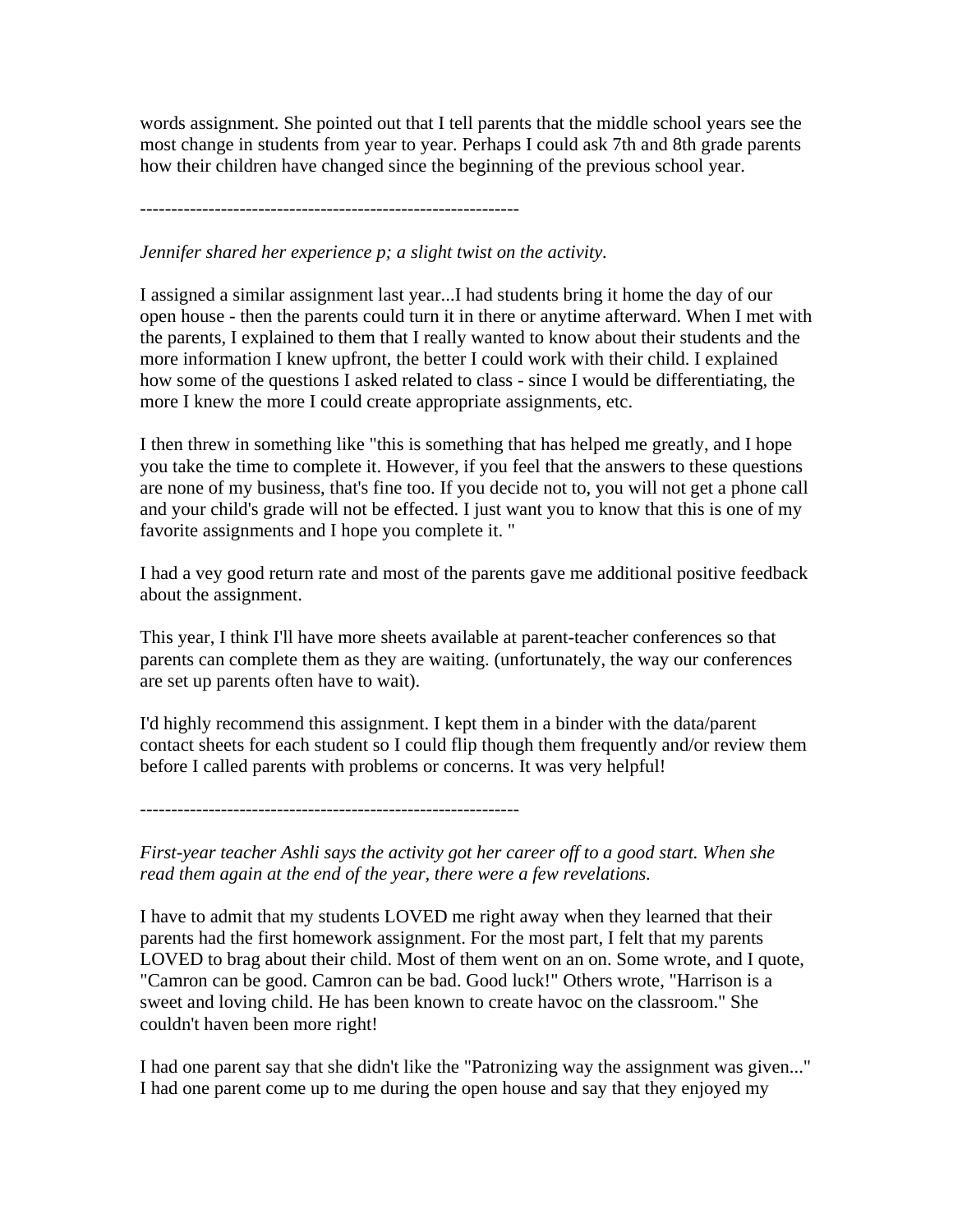words assignment. She pointed out that I tell parents that the middle school years see the most change in students from year to year. Perhaps I could ask 7th and 8th grade parents how their children have changed since the beginning of the previous school year.

------------------------------------------------------------

*Jennifer shared her experience p; a slight twist on the activity.*

I assigned a similar assignment last year...I had students bring it home the day of our open house - then the parents could turn it in there or anytime afterward. When I met with the parents, I explained to them that I really wanted to know about their students and the more information I knew upfront, the better I could work with their child. I explained how some of the questions I asked related to class - since I would be differentiating, the more I knew the more I could create appropriate assignments, etc.

I then threw in something like "this is something that has helped me greatly, and I hope you take the time to complete it. However, if you feel that the answers to these questions are none of my business, that's fine too. If you decide not to, you will not get a phone call and your child's grade will not be effected. I just want you to know that this is one of my favorite assignments and I hope you complete it. "

I had a vey good return rate and most of the parents gave me additional positive feedback about the assignment.

This year, I think I'll have more sheets available at parent-teacher conferences so that parents can complete them as they are waiting. (unfortunately, the way our conferences are set up parents often have to wait).

I'd highly recommend this assignment. I kept them in a binder with the data/parent contact sheets for each student so I could flip though them frequently and/or review them before I called parents with problems or concerns. It was very helpful!

------------------------------------------------------------

*First-year teacher Ashli says the activity got her career off to a good start. When she read them again at the end of the year, there were a few revelations.*

I have to admit that my students LOVED me right away when they learned that their parents had the first homework assignment. For the most part, I felt that my parents LOVED to brag about their child. Most of them went on an on. Some wrote, and I quote, "Camron can be good. Camron can be bad. Good luck!" Others wrote, "Harrison is a sweet and loving child. He has been known to create havoc on the classroom." She couldn't haven been more right!

I had one parent say that she didn't like the "Patronizing way the assignment was given..." I had one parent come up to me during the open house and say that they enjoyed my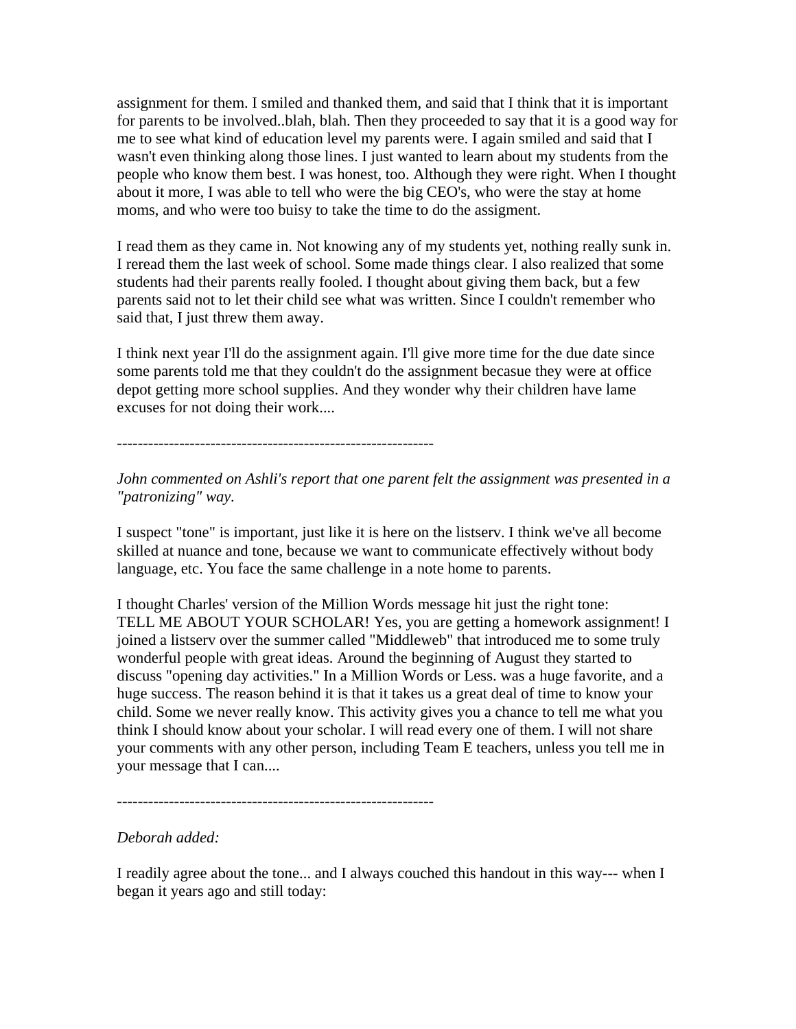assignment for them. I smiled and thanked them, and said that I think that it is important for parents to be involved..blah, blah. Then they proceeded to say that it is a good way for me to see what kind of education level my parents were. I again smiled and said that I wasn't even thinking along those lines. I just wanted to learn about my students from the people who know them best. I was honest, too. Although they were right. When I thought about it more, I was able to tell who were the big CEO's, who were the stay at home moms, and who were too buisy to take the time to do the assigment.

I read them as they came in. Not knowing any of my students yet, nothing really sunk in. I reread them the last week of school. Some made things clear. I also realized that some students had their parents really fooled. I thought about giving them back, but a few parents said not to let their child see what was written. Since I couldn't remember who said that, I just threw them away.

I think next year I'll do the assignment again. I'll give more time for the due date since some parents told me that they couldn't do the assignment becasue they were at office depot getting more school supplies. And they wonder why their children have lame excuses for not doing their work....

------------------------------------------------------------

*John commented on Ashli's report that one parent felt the assignment was presented in a "patronizing" way.*

I suspect "tone" is important, just like it is here on the listserv. I think we've all become skilled at nuance and tone, because we want to communicate effectively without body language, etc. You face the same challenge in a note home to parents.

I thought Charles' version of the Million Words message hit just the right tone:
TELL ME ABOUT YOUR SCHOLAR! Yes, you are getting a homework assignment! I joined a listserv over the summer called "Middleweb" that introduced me to some truly wonderful people with great ideas. Around the beginning of August they started to discuss "opening day activities." In a Million Words or Less. was a huge favorite, and a huge success. The reason behind it is that it takes us a great deal of time to know your child. Some we never really know. This activity gives you a chance to tell me what you think I should know about your scholar. I will read every one of them. I will not share your comments with any other person, including Team E teachers, unless you tell me in your message that I can....

------------------------------------------------------------

*Deborah added:*

I readily agree about the tone... and I always couched this handout in this way--- when I began it years ago and still today: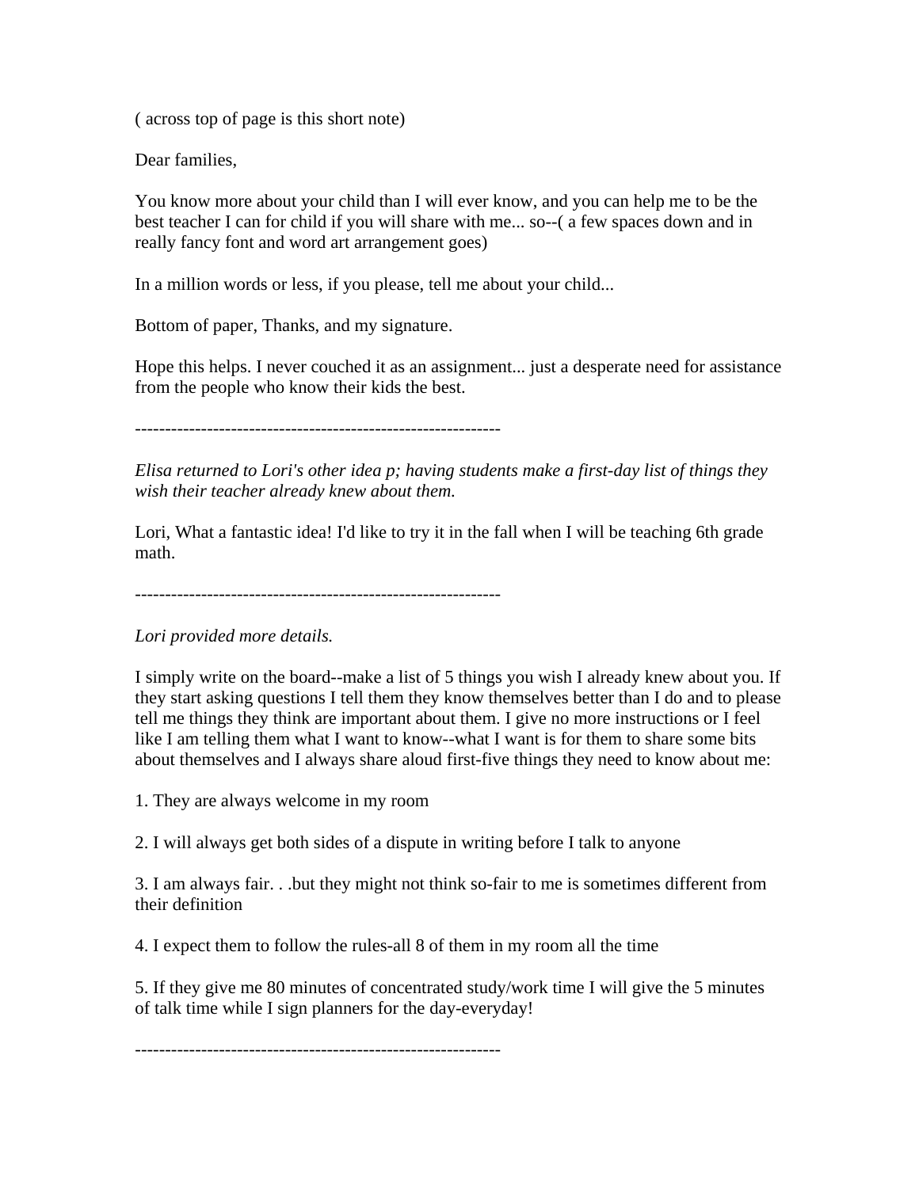( across top of page is this short note)

Dear families,

You know more about your child than I will ever know, and you can help me to be the best teacher I can for child if you will share with me... so--( a few spaces down and in really fancy font and word art arrangement goes)

In a million words or less, if you please, tell me about your child...

Bottom of paper, Thanks, and my signature.

Hope this helps. I never couched it as an assignment... just a desperate need for assistance from the people who know their kids the best.

------------------------------------------------------------

*Elisa returned to Lori's other idea p; having students make a first-day list of things they wish their teacher already knew about them.*

Lori, What a fantastic idea! I'd like to try it in the fall when I will be teaching 6th grade math.

------------------------------------------------------------

*Lori provided more details.*

I simply write on the board--make a list of 5 things you wish I already knew about you. If they start asking questions I tell them they know themselves better than I do and to please tell me things they think are important about them. I give no more instructions or I feel like I am telling them what I want to know--what I want is for them to share some bits about themselves and I always share aloud first-five things they need to know about me:

1. They are always welcome in my room

2. I will always get both sides of a dispute in writing before I talk to anyone

3. I am always fair. . .but they might not think so-fair to me is sometimes different from their definition

4. I expect them to follow the rules-all 8 of them in my room all the time

5. If they give me 80 minutes of concentrated study/work time I will give the 5 minutes of talk time while I sign planners for the day-everyday!

------------------------------------------------------------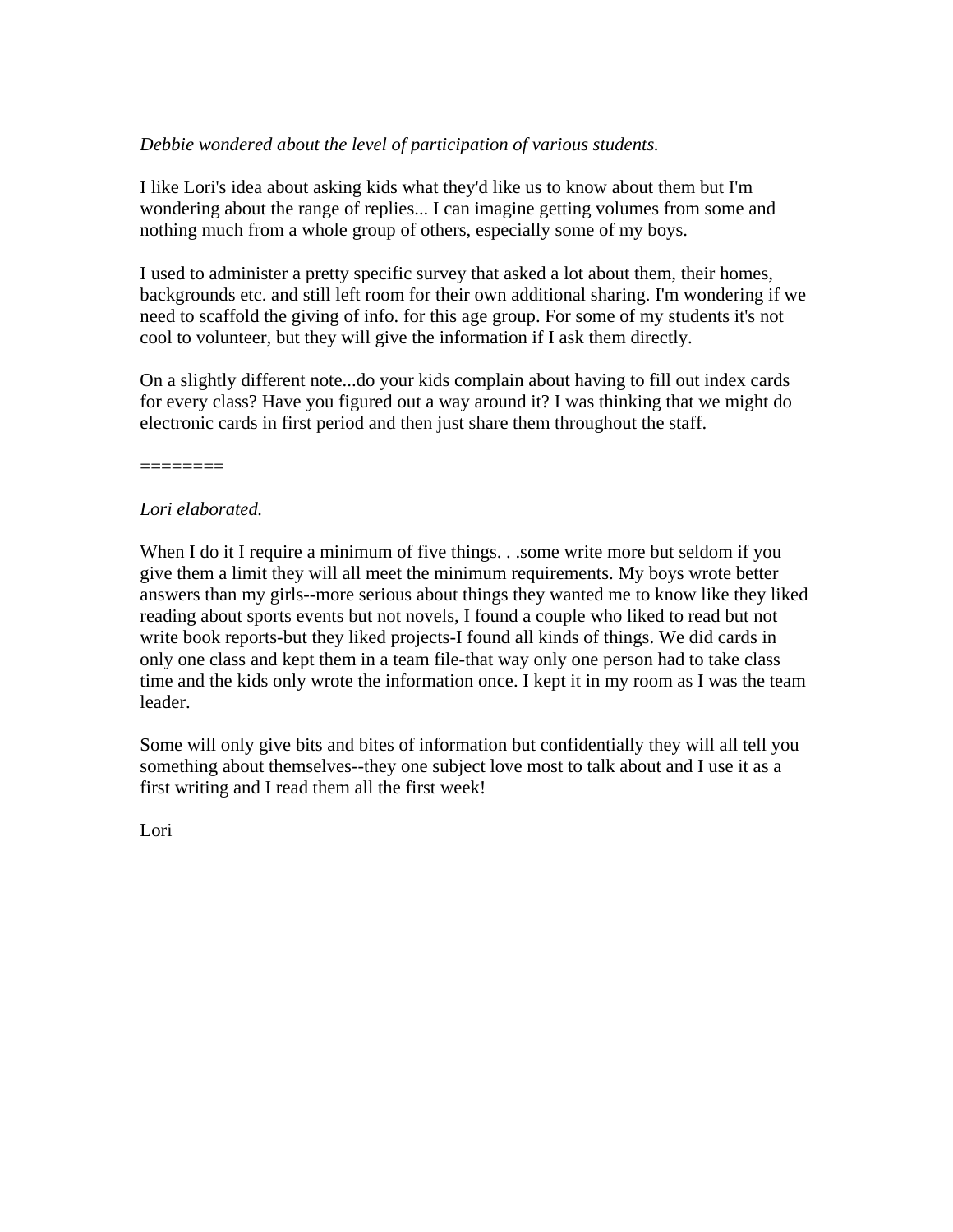*Debbie wondered about the level of participation of various students.*

I like Lori's idea about asking kids what they'd like us to know about them but I'm wondering about the range of replies... I can imagine getting volumes from some and nothing much from a whole group of others, especially some of my boys.

I used to administer a pretty specific survey that asked a lot about them, their homes, backgrounds etc. and still left room for their own additional sharing. I'm wondering if we need to scaffold the giving of info. for this age group. For some of my students it's not cool to volunteer, but they will give the information if I ask them directly.

On a slightly different note...do your kids complain about having to fill out index cards for every class? Have you figured out a way around it? I was thinking that we might do electronic cards in first period and then just share them throughout the staff.

========

*Lori elaborated.*

When I do it I require a minimum of five things. . .some write more but seldom if you give them a limit they will all meet the minimum requirements. My boys wrote better answers than my girls--more serious about things they wanted me to know like they liked reading about sports events but not novels, I found a couple who liked to read but not write book reports-but they liked projects-I found all kinds of things. We did cards in only one class and kept them in a team file-that way only one person had to take class time and the kids only wrote the information once. I kept it in my room as I was the team leader.

Some will only give bits and bites of information but confidentially they will all tell you something about themselves--they one subject love most to talk about and I use it as a first writing and I read them all the first week!

Lori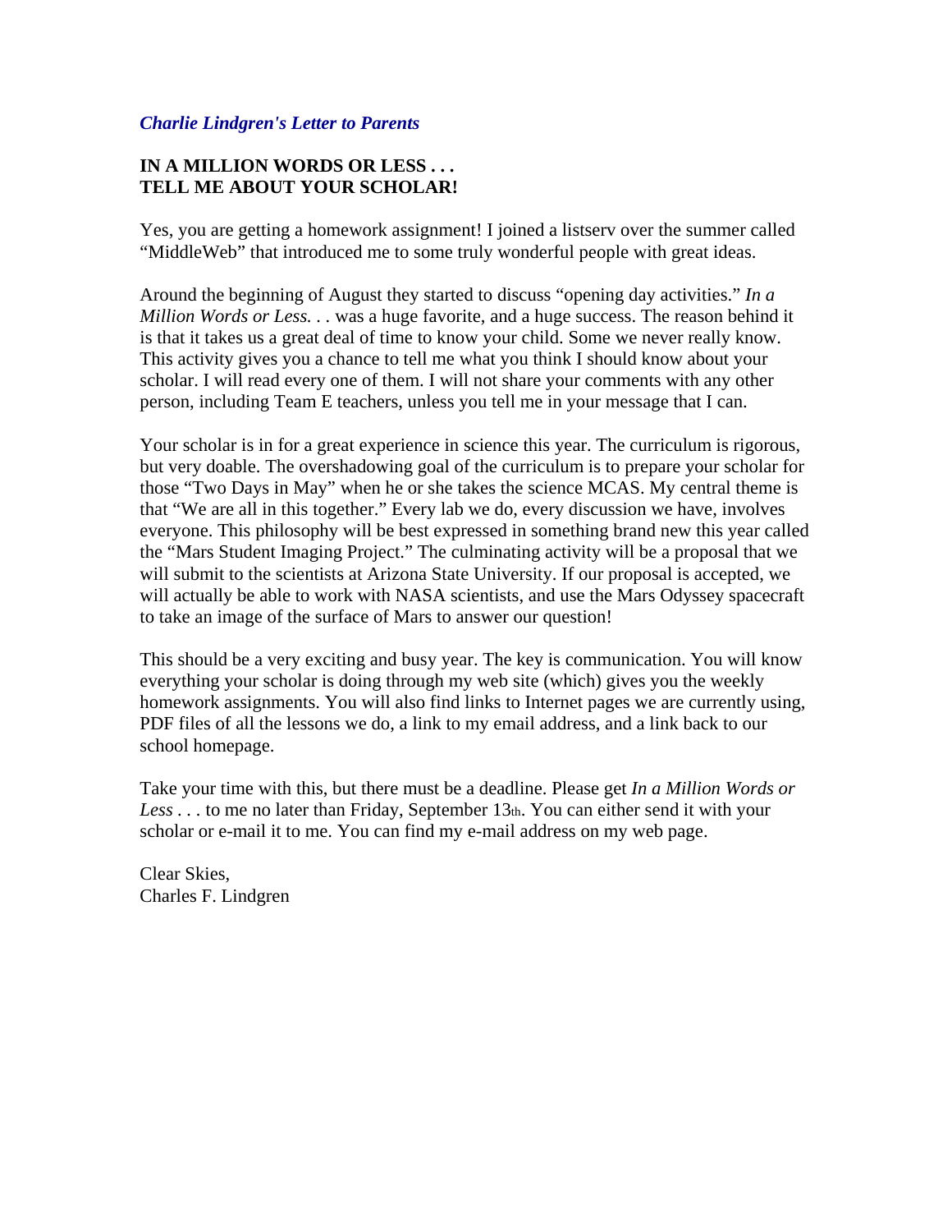***Charlie Lindgren's Letter to Parents***

**IN A MILLION WORDS OR LESS . . .**
**TELL ME ABOUT YOUR SCHOLAR!**

Yes, you are getting a homework assignment! I joined a listserv over the summer called "MiddleWeb" that introduced me to some truly wonderful people with great ideas.

Around the beginning of August they started to discuss "opening day activities." *In a Million Words or Less.* . . was a huge favorite, and a huge success. The reason behind it is that it takes us a great deal of time to know your child. Some we never really know. This activity gives you a chance to tell me what you think I should know about your scholar. I will read every one of them. I will not share your comments with any other person, including Team E teachers, unless you tell me in your message that I can.

Your scholar is in for a great experience in science this year. The curriculum is rigorous, but very doable. The overshadowing goal of the curriculum is to prepare your scholar for those "Two Days in May" when he or she takes the science MCAS. My central theme is that "We are all in this together." Every lab we do, every discussion we have, involves everyone. This philosophy will be best expressed in something brand new this year called the "Mars Student Imaging Project." The culminating activity will be a proposal that we will submit to the scientists at Arizona State University. If our proposal is accepted, we will actually be able to work with NASA scientists, and use the Mars Odyssey spacecraft to take an image of the surface of Mars to answer our question!

This should be a very exciting and busy year. The key is communication. You will know everything your scholar is doing through my web site (which) gives you the weekly homework assignments. You will also find links to Internet pages we are currently using, PDF files of all the lessons we do, a link to my email address, and a link back to our school homepage.

Take your time with this, but there must be a deadline. Please get *In a Million Words or Less* . . . to me no later than Friday, September 13th. You can either send it with your scholar or e-mail it to me. You can find my e-mail address on my web page.

Clear Skies,
Charles F. Lindgren